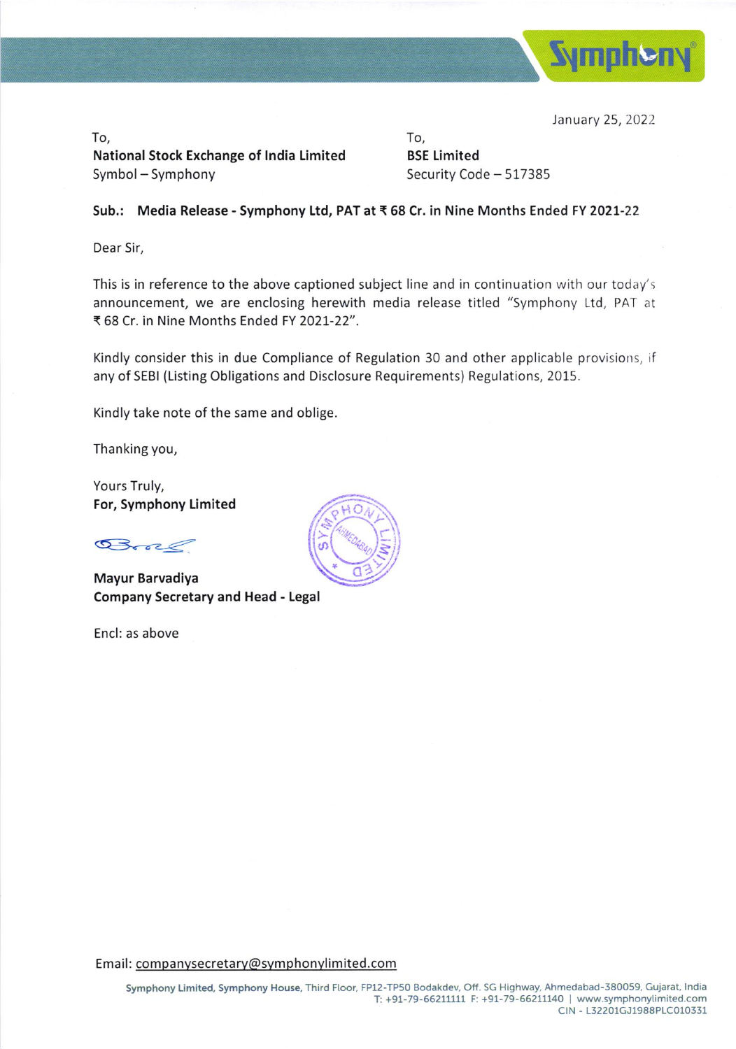January 25, 2022

To,
**National Stock Exchange of India Limited**
Symbol – Symphony

To,
**BSE Limited**
Security Code – 517385

**Sub.: Media Release - Symphony Ltd, PAT at ₹ 68 Cr. in Nine Months Ended FY 2021-22**

Dear Sir,

This is in reference to the above captioned subject line and in continuation with our today's announcement, we are enclosing herewith media release titled "Symphony Ltd, PAT at ₹ 68 Cr. in Nine Months Ended FY 2021-22".

Kindly consider this in due Compliance of Regulation 30 and other applicable provisions, if any of SEBI (Listing Obligations and Disclosure Requirements) Regulations, 2015.

Kindly take note of the same and oblige.

Thanking you,

Yours Truly,
**For, Symphony Limited**

**Mayur Barvadiya**
**Company Secretary and Head - Legal**

Encl: as above

Email: companysecretary@symphonylimited.com

**Symphony Limited, Symphony House,** Third Floor, FP12-TP50 Bodakdev, Off. SG Highway, Ahmedabad-380059, Gujarat, India
T: +91-79-66211111 F: +91-79-66211140 | www.symphonylimited.com
CIN - L32201GJ1988PLC010331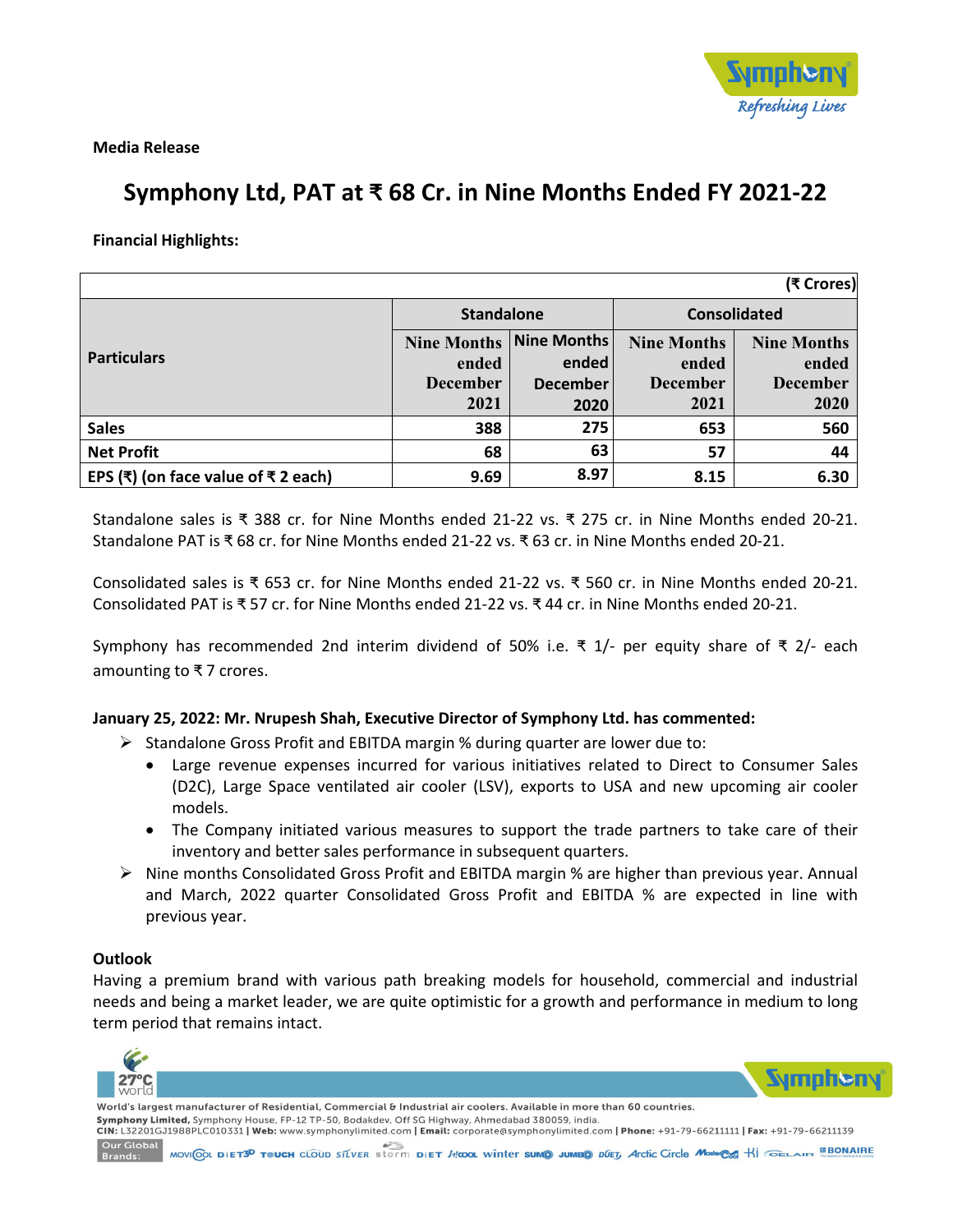**Media Release**

# Symphony Ltd, PAT at ₹ 68 Cr. in Nine Months Ended FY 2021-22

**Financial Highlights:**

| | | | | (₹ Crores) |
|---|---|---|---|---|
| **Particulars** | **Standalone** | | **Consolidated** | |
| | **Nine Months ended December 2021** | **Nine Months ended December 2020** | **Nine Months ended December 2021** | **Nine Months ended December 2020** |
| **Sales** | **388** | **275** | **653** | **560** |
| **Net Profit** | **68** | **63** | **57** | **44** |
| **EPS (₹) (on face value of ₹ 2 each)** | **9.69** | **8.97** | **8.15** | **6.30** |

Standalone sales is ₹ 388 cr. for Nine Months ended 21-22 vs. ₹ 275 cr. in Nine Months ended 20-21. Standalone PAT is ₹ 68 cr. for Nine Months ended 21-22 vs. ₹ 63 cr. in Nine Months ended 20-21.

Consolidated sales is ₹ 653 cr. for Nine Months ended 21-22 vs. ₹ 560 cr. in Nine Months ended 20-21. Consolidated PAT is ₹ 57 cr. for Nine Months ended 21-22 vs. ₹ 44 cr. in Nine Months ended 20-21.

Symphony has recommended 2nd interim dividend of 50% i.e. ₹ 1/- per equity share of ₹ 2/- each amounting to ₹ 7 crores.

**January 25, 2022: Mr. Nrupesh Shah, Executive Director of Symphony Ltd. has commented:**

- Standalone Gross Profit and EBITDA margin % during quarter are lower due to:
  - Large revenue expenses incurred for various initiatives related to Direct to Consumer Sales (D2C), Large Space ventilated air cooler (LSV), exports to USA and new upcoming air cooler models.
  - The Company initiated various measures to support the trade partners to take care of their inventory and better sales performance in subsequent quarters.
- Nine months Consolidated Gross Profit and EBITDA margin % are higher than previous year. Annual and March, 2022 quarter Consolidated Gross Profit and EBITDA % are expected in line with previous year.

**Outlook**

Having a premium brand with various path breaking models for household, commercial and industrial needs and being a market leader, we are quite optimistic for a growth and performance in medium to long term period that remains intact.

World's largest manufacturer of Residential, Commercial & Industrial air coolers. Available in more than 60 countries.

**Symphony Limited,** Symphony House, FP-12 TP-50, Bodakdev, Off SG Highway, Ahmedabad 380059, india.

**CIN:** L32201GJ1988PLC010331 | **Web:** www.symphonylimited.com | **Email:** corporate@symphonylimited.com | **Phone:** +91-79-66211111 | **Fax:** +91-79-66211139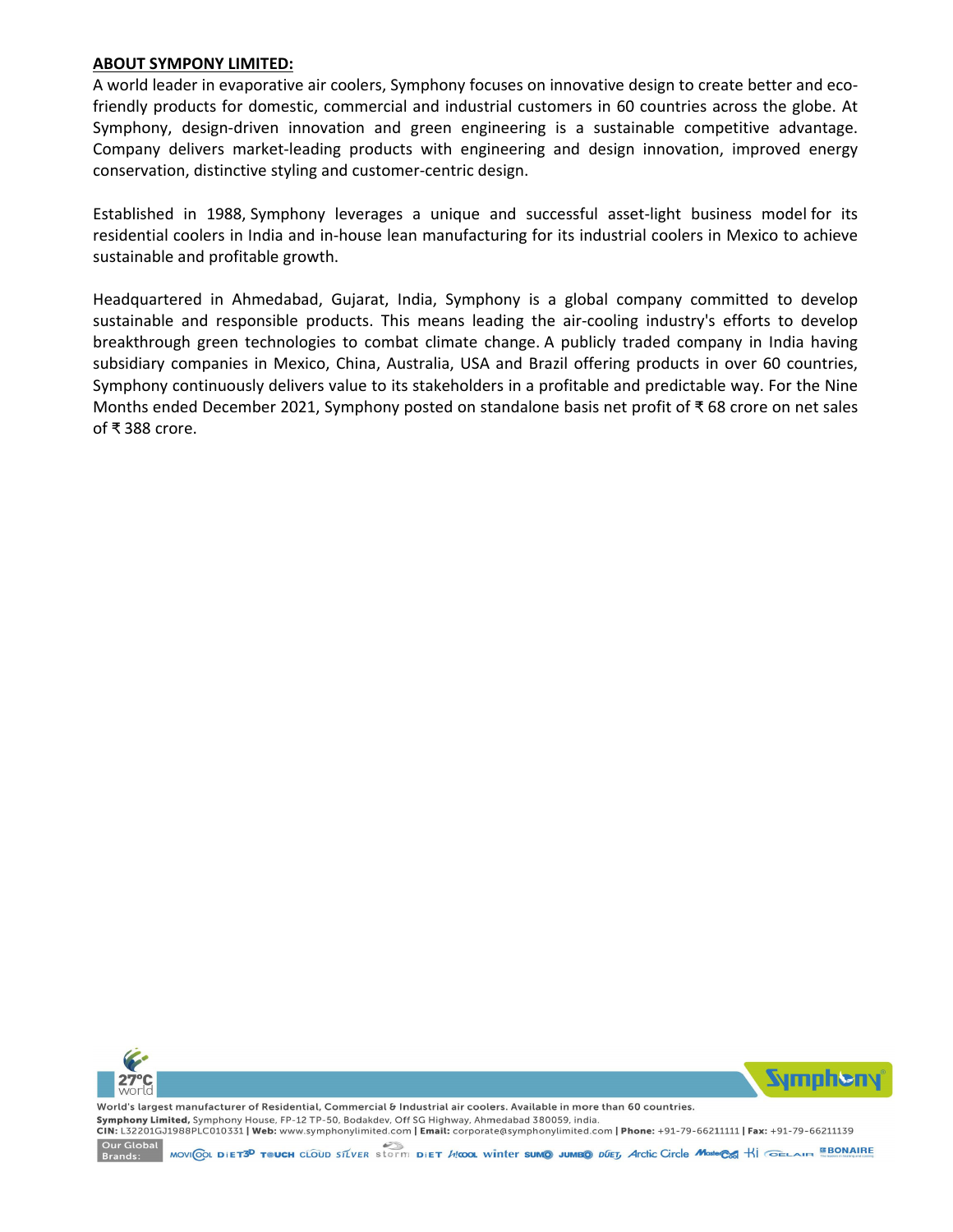**ABOUT SYMPONY LIMITED:**

A world leader in evaporative air coolers, Symphony focuses on innovative design to create better and eco-friendly products for domestic, commercial and industrial customers in 60 countries across the globe. At Symphony, design-driven innovation and green engineering is a sustainable competitive advantage. Company delivers market-leading products with engineering and design innovation, improved energy conservation, distinctive styling and customer-centric design.

Established in 1988, Symphony leverages a unique and successful asset-light business model for its residential coolers in India and in-house lean manufacturing for its industrial coolers in Mexico to achieve sustainable and profitable growth.

Headquartered in Ahmedabad, Gujarat, India, Symphony is a global company committed to develop sustainable and responsible products. This means leading the air-cooling industry's efforts to develop breakthrough green technologies to combat climate change. A publicly traded company in India having subsidiary companies in Mexico, China, Australia, USA and Brazil offering products in over 60 countries, Symphony continuously delivers value to its stakeholders in a profitable and predictable way. For the Nine Months ended December 2021, Symphony posted on standalone basis net profit of ₹ 68 crore on net sales of ₹ 388 crore.